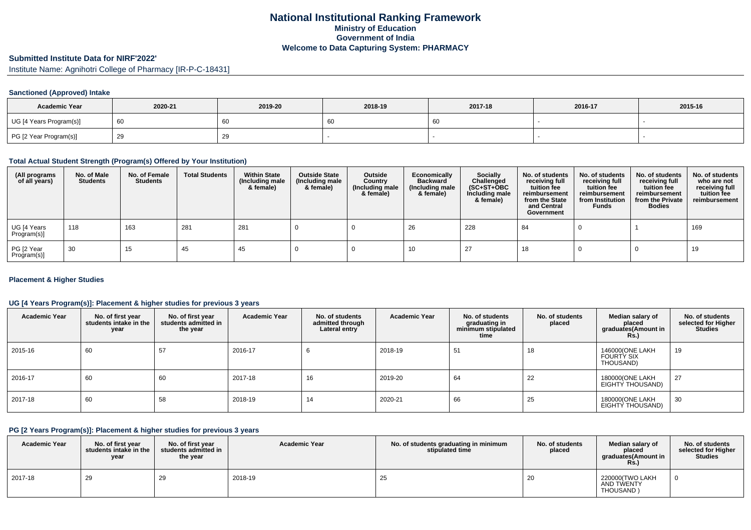# National Institutional Ranking Framework

**Ministry of Education**

**Government of India**

**Welcome to Data Capturing System: PHARMACY**

## Submitted Institute Data for NIRF'2022'

Institute Name: Agnihotri College of Pharmacy [IR-P-C-18431]

### Sanctioned (Approved) Intake

| Academic Year | 2020-21 | 2019-20 | 2018-19 | 2017-18 | 2016-17 | 2015-16 |
|---|---|---|---|---|---|---|
| UG [4 Years Program(s)] | 60 | 60 | 60 | 60 | - | - |
| PG [2 Year Program(s)] | 29 | 29 | - | - | - | - |

### Total Actual Student Strength (Program(s) Offered by Your Institution)

| (All programs of all years) | No. of Male Students | No. of Female Students | Total Students | Within State (Including male & female) | Outside State (Including male & female) | Outside Country (Including male & female) | Economically Backward (Including male & female) | Socially Challenged (SC+ST+OBC Including male & female) | No. of students receiving full tuition fee reimbursement from the State and Central Government | No. of students receiving full tuition fee reimbursement from Institution Funds | No. of students receiving full tuition fee reimbursement from the Private Bodies | No. of students who are not receiving full tuition fee reimbursement |
|---|---|---|---|---|---|---|---|---|---|---|---|---|
| UG [4 Years Program(s)] | 118 | 163 | 281 | 281 | 0 | 0 | 26 | 228 | 84 | 0 | 1 | 169 |
| PG [2 Year Program(s)] | 30 | 15 | 45 | 45 | 0 | 0 | 10 | 27 | 18 | 0 | 0 | 19 |

### Placement & Higher Studies

### UG [4 Years Program(s)]: Placement & higher studies for previous 3 years

| Academic Year | No. of first year students intake in the year | No. of first year students admitted in the year | Academic Year | No. of students admitted through Lateral entry | Academic Year | No. of students graduating in minimum stipulated time | No. of students placed | Median salary of placed graduates(Amount in Rs.) | No. of students selected for Higher Studies |
|---|---|---|---|---|---|---|---|---|---|
| 2015-16 | 60 | 57 | 2016-17 | 6 | 2018-19 | 51 | 18 | 146000(ONE LAKH FOURTY SIX THOUSAND) | 19 |
| 2016-17 | 60 | 60 | 2017-18 | 16 | 2019-20 | 64 | 22 | 180000(ONE LAKH EIGHTY THOUSAND) | 27 |
| 2017-18 | 60 | 58 | 2018-19 | 14 | 2020-21 | 66 | 25 | 180000(ONE LAKH EIGHTY THOUSAND) | 30 |

### PG [2 Years Program(s)]: Placement & higher studies for previous 3 years

| Academic Year | No. of first year students intake in the year | No. of first year students admitted in the year | Academic Year | No. of students graduating in minimum stipulated time | No. of students placed | Median salary of placed graduates(Amount in Rs.) | No. of students selected for Higher Studies |
|---|---|---|---|---|---|---|---|
| 2017-18 | 29 | 29 | 2018-19 | 25 | 20 | 220000(TWO LAKH AND TWENTY THOUSAND ) | 0 |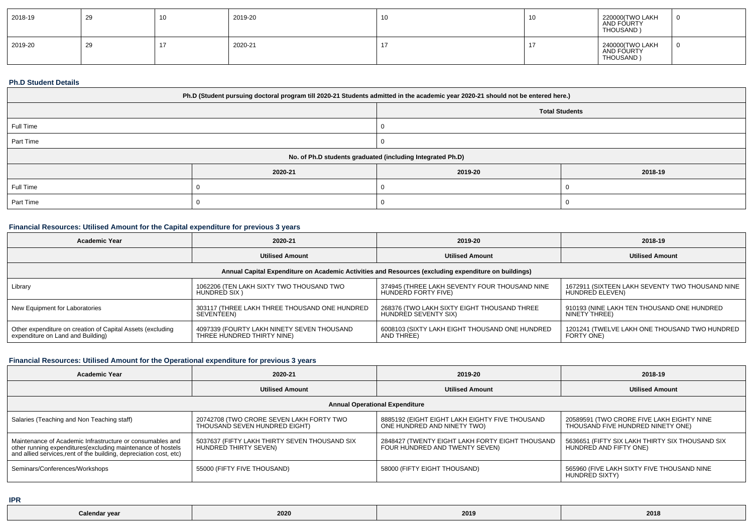| 2018-19 | 29 | 10 | 2019-20 | 10 | 10 | 220000(TWO LAKH AND FOURTY THOUSAND ) | 0 |
|---|---|---|---|---|---|---|---|
| 2019-20 | 29 | 17 | 2020-21 | 17 | 17 | 240000(TWO LAKH AND FOURTY THOUSAND ) | 0 |

### Ph.D Student Details

| Ph.D (Student pursuing doctoral program till 2020-21 Students admitted in the academic year 2020-21 should not be entered here.) | | |
|---|---|---|
| | Total Students | |
| Full Time | 0 | |
| Part Time | 0 | |
| No. of Ph.D students graduated (including Integrated Ph.D) | | |
| | 2020-21 | 2019-20 | 2018-19 |
| Full Time | 0 | 0 | 0 |
| Part Time | 0 | 0 | 0 |

### Financial Resources: Utilised Amount for the Capital expenditure for previous 3 years

| Academic Year | 2020-21 | 2019-20 | 2018-19 |
|---|---|---|---|
| | Utilised Amount | Utilised Amount | Utilised Amount |
| Annual Capital Expenditure on Academic Activities and Resources (excluding expenditure on buildings) | | | |
| Library | 1062206 (TEN LAKH SIXTY TWO THOUSAND TWO HUNDRED SIX ) | 374945 (THREE LAKH SEVENTY FOUR THOUSAND NINE HUNDERD FORTY FIVE) | 1672911 (SIXTEEN LAKH SEVENTY TWO THOUSAND NINE HUNDRED ELEVEN) |
| New Equipment for Laboratories | 303117 (THREE LAKH THREE THOUSAND ONE HUNDRED SEVENTEEN) | 268376 (TWO LAKH SIXTY EIGHT THOUSAND THREE HUNDRED SEVENTY SIX) | 910193 (NINE LAKH TEN THOUSAND ONE HUNDRED NINETY THREE) |
| Other expenditure on creation of Capital Assets (excluding expenditure on Land and Building) | 4097339 (FOURTY LAKH NINETY SEVEN THOUSAND THREE HUNDRED THIRTY NINE) | 6008103 (SIXTY LAKH EIGHT THOUSAND ONE HUNDRED AND THREE) | 1201241 (TWELVE LAKH ONE THOUSAND TWO HUNDRED FORTY ONE) |

### Financial Resources: Utilised Amount for the Operational expenditure for previous 3 years

| Academic Year | 2020-21 | 2019-20 | 2018-19 |
|---|---|---|---|
| | Utilised Amount | Utilised Amount | Utilised Amount |
| Annual Operational Expenditure | | | |
| Salaries (Teaching and Non Teaching staff) | 20742708 (TWO CRORE SEVEN LAKH FORTY TWO THOUSAND SEVEN HUNDRED EIGHT) | 8885192 (EIGHT EIGHT LAKH EIGHTY FIVE THOUSAND ONE HUNDRED AND NINETY TWO) | 20589591 (TWO CRORE FIVE LAKH EIGHTY NINE THOUSAND FIVE HUNDRED NINETY ONE) |
| Maintenance of Academic Infrastructure or consumables and other running expenditures(excluding maintenance of hostels and allied services,rent of the building, depreciation cost, etc) | 5037637 (FIFTY LAKH THIRTY SEVEN THOUSAND SIX HUNDRED THIRTY SEVEN) | 2848427 (TWENTY EIGHT LAKH FORTY EIGHT THOUSAND FOUR HUNDRED AND TWENTY SEVEN) | 5636651 (FIFTY SIX LAKH THIRTY SIX THOUSAND SIX HUNDRED AND FIFTY ONE) |
| Seminars/Conferences/Workshops | 55000 (FIFTY FIVE THOUSAND) | 58000 (FIFTY EIGHT THOUSAND) | 565960 (FIVE LAKH SIXTY FIVE THOUSAND NINE HUNDRED SIXTY) |

### IPR

| Calendar year | 2020 | 2019 | 2018 |
|---|---|---|---|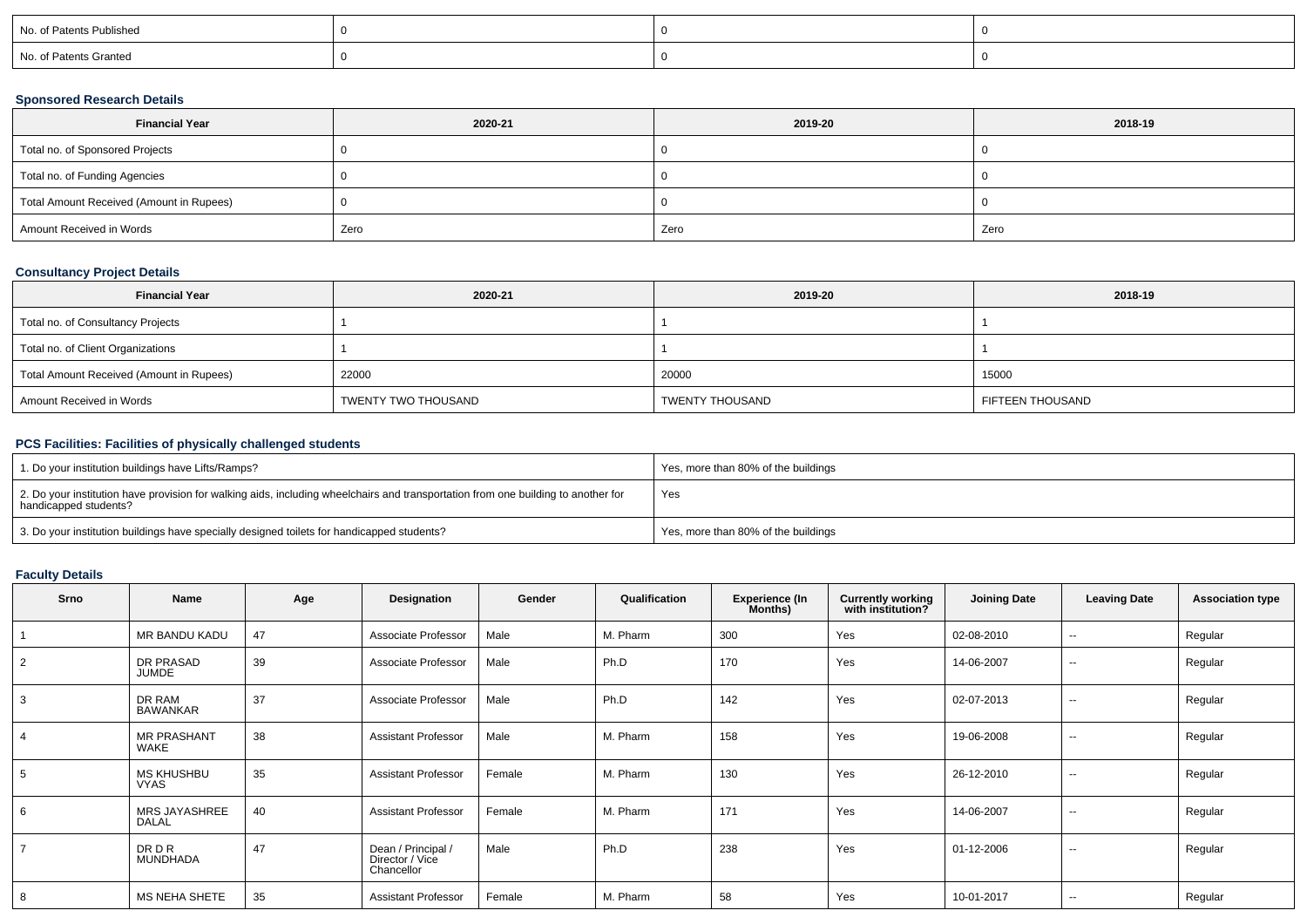| No. of Patents Published | 0 | 0 | 0 |
|---|---|---|---|
| No. of Patents Granted | 0 | 0 | 0 |

### Sponsored Research Details

| Financial Year | 2020-21 | 2019-20 | 2018-19 |
|---|---|---|---|
| Total no. of Sponsored Projects | 0 | 0 | 0 |
| Total no. of Funding Agencies | 0 | 0 | 0 |
| Total Amount Received (Amount in Rupees) | 0 | 0 | 0 |
| Amount Received in Words | Zero | Zero | Zero |

### Consultancy Project Details

| Financial Year | 2020-21 | 2019-20 | 2018-19 |
|---|---|---|---|
| Total no. of Consultancy Projects | 1 | 1 | 1 |
| Total no. of Client Organizations | 1 | 1 | 1 |
| Total Amount Received (Amount in Rupees) | 22000 | 20000 | 15000 |
| Amount Received in Words | TWENTY TWO THOUSAND | TWENTY THOUSAND | FIFTEEN THOUSAND |

### PCS Facilities: Facilities of physically challenged students

| 1. Do your institution buildings have Lifts/Ramps? | Yes, more than 80% of the buildings |
|---|---|
| 2. Do your institution have provision for walking aids, including wheelchairs and transportation from one building to another for handicapped students? | Yes |
| 3. Do your institution buildings have specially designed toilets for handicapped students? | Yes, more than 80% of the buildings |

### Faculty Details

| Srno | Name | Age | Designation | Gender | Qualification | Experience (In Months) | Currently working with institution? | Joining Date | Leaving Date | Association type |
|---|---|---|---|---|---|---|---|---|---|---|
| 1 | MR BANDU KADU | 47 | Associate Professor | Male | M. Pharm | 300 | Yes | 02-08-2010 | -- | Regular |
| 2 | DR PRASAD JUMDE | 39 | Associate Professor | Male | Ph.D | 170 | Yes | 14-06-2007 | -- | Regular |
| 3 | DR RAM BAWANKAR | 37 | Associate Professor | Male | Ph.D | 142 | Yes | 02-07-2013 | -- | Regular |
| 4 | MR PRASHANT WAKE | 38 | Assistant Professor | Male | M. Pharm | 158 | Yes | 19-06-2008 | -- | Regular |
| 5 | MS KHUSHBU VYAS | 35 | Assistant Professor | Female | M. Pharm | 130 | Yes | 26-12-2010 | -- | Regular |
| 6 | MRS JAYASHREE DALAL | 40 | Assistant Professor | Female | M. Pharm | 171 | Yes | 14-06-2007 | -- | Regular |
| 7 | DR D R MUNDHADA | 47 | Dean / Principal / Director / Vice Chancellor | Male | Ph.D | 238 | Yes | 01-12-2006 | -- | Regular |
| 8 | MS NEHA SHETE | 35 | Assistant Professor | Female | M. Pharm | 58 | Yes | 10-01-2017 | -- | Regular |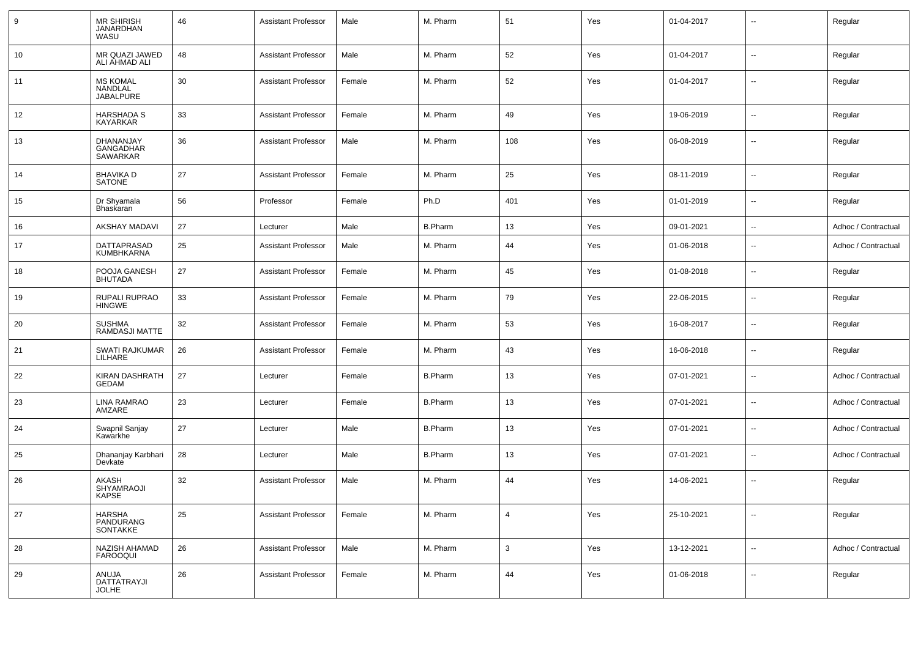| | | | | | | | | | | |
|---|---|---|---|---|---|---|---|---|---|---|
| 9 | MR SHIRISH JANARDHAN WASU | 46 | Assistant Professor | Male | M. Pharm | 51 | Yes | 01-04-2017 | -- | Regular |
| 10 | MR QUAZI JAWED ALI AHMAD ALI | 48 | Assistant Professor | Male | M. Pharm | 52 | Yes | 01-04-2017 | -- | Regular |
| 11 | MS KOMAL NANDLAL JABALPURE | 30 | Assistant Professor | Female | M. Pharm | 52 | Yes | 01-04-2017 | -- | Regular |
| 12 | HARSHADA S KAYARKAR | 33 | Assistant Professor | Female | M. Pharm | 49 | Yes | 19-06-2019 | -- | Regular |
| 13 | DHANANJAY GANGADHAR SAWARKAR | 36 | Assistant Professor | Male | M. Pharm | 108 | Yes | 06-08-2019 | -- | Regular |
| 14 | BHAVIKA D SATONE | 27 | Assistant Professor | Female | M. Pharm | 25 | Yes | 08-11-2019 | -- | Regular |
| 15 | Dr Shyamala Bhaskaran | 56 | Professor | Female | Ph.D | 401 | Yes | 01-01-2019 | -- | Regular |
| 16 | AKSHAY MADAVI | 27 | Lecturer | Male | B.Pharm | 13 | Yes | 09-01-2021 | -- | Adhoc / Contractual |
| 17 | DATTAPRASAD KUMBHKARNA | 25 | Assistant Professor | Male | M. Pharm | 44 | Yes | 01-06-2018 | -- | Adhoc / Contractual |
| 18 | POOJA GANESH BHUTADA | 27 | Assistant Professor | Female | M. Pharm | 45 | Yes | 01-08-2018 | -- | Regular |
| 19 | RUPALI RUPRAO HINGWE | 33 | Assistant Professor | Female | M. Pharm | 79 | Yes | 22-06-2015 | -- | Regular |
| 20 | SUSHMA RAMDASJI MATTE | 32 | Assistant Professor | Female | M. Pharm | 53 | Yes | 16-08-2017 | -- | Regular |
| 21 | SWATI RAJKUMAR LILHARE | 26 | Assistant Professor | Female | M. Pharm | 43 | Yes | 16-06-2018 | -- | Regular |
| 22 | KIRAN DASHRATH GEDAM | 27 | Lecturer | Female | B.Pharm | 13 | Yes | 07-01-2021 | -- | Adhoc / Contractual |
| 23 | LINA RAMRAO AMZARE | 23 | Lecturer | Female | B.Pharm | 13 | Yes | 07-01-2021 | -- | Adhoc / Contractual |
| 24 | Swapnil Sanjay Kawarkhe | 27 | Lecturer | Male | B.Pharm | 13 | Yes | 07-01-2021 | -- | Adhoc / Contractual |
| 25 | Dhananjay Karbhari Devkate | 28 | Lecturer | Male | B.Pharm | 13 | Yes | 07-01-2021 | -- | Adhoc / Contractual |
| 26 | AKASH SHYAMRAOJI KAPSE | 32 | Assistant Professor | Male | M. Pharm | 44 | Yes | 14-06-2021 | -- | Regular |
| 27 | HARSHA PANDURANG SONTAKKE | 25 | Assistant Professor | Female | M. Pharm | 4 | Yes | 25-10-2021 | -- | Regular |
| 28 | NAZISH AHAMAD FAROOQUI | 26 | Assistant Professor | Male | M. Pharm | 3 | Yes | 13-12-2021 | -- | Adhoc / Contractual |
| 29 | ANUJA DATTATRAYJI JOLHE | 26 | Assistant Professor | Female | M. Pharm | 44 | Yes | 01-06-2018 | -- | Regular |